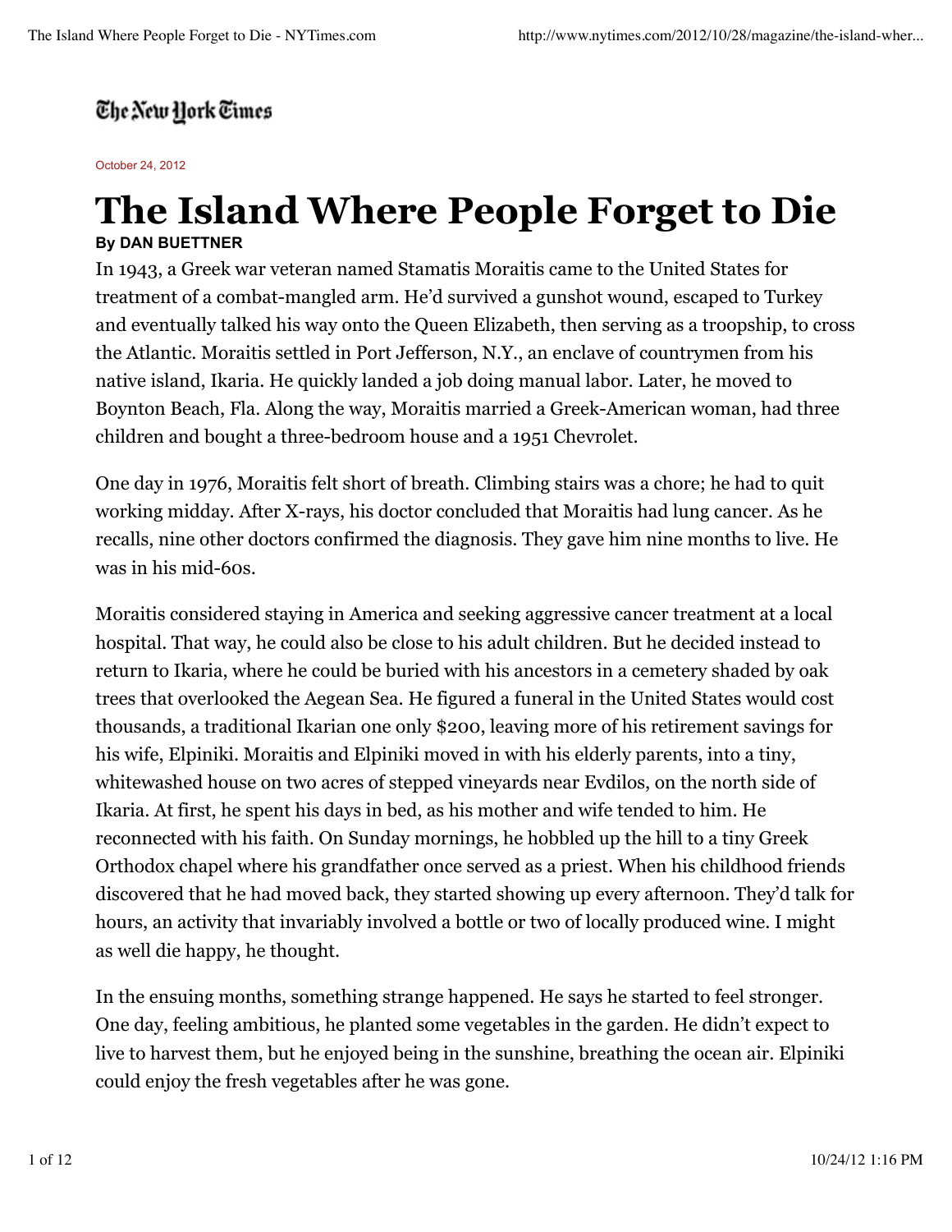The New York Times

October 24, 2012

# The Island Where People Forget to Die

**By DAN BUETTNER**

In 1943, a Greek war veteran named Stamatis Moraitis came to the United States for treatment of a combat-mangled arm. He'd survived a gunshot wound, escaped to Turkey and eventually talked his way onto the Queen Elizabeth, then serving as a troopship, to cross the Atlantic. Moraitis settled in Port Jefferson, N.Y., an enclave of countrymen from his native island, Ikaria. He quickly landed a job doing manual labor. Later, he moved to Boynton Beach, Fla. Along the way, Moraitis married a Greek-American woman, had three children and bought a three-bedroom house and a 1951 Chevrolet.

One day in 1976, Moraitis felt short of breath. Climbing stairs was a chore; he had to quit working midday. After X-rays, his doctor concluded that Moraitis had lung cancer. As he recalls, nine other doctors confirmed the diagnosis. They gave him nine months to live. He was in his mid-60s.

Moraitis considered staying in America and seeking aggressive cancer treatment at a local hospital. That way, he could also be close to his adult children. But he decided instead to return to Ikaria, where he could be buried with his ancestors in a cemetery shaded by oak trees that overlooked the Aegean Sea. He figured a funeral in the United States would cost thousands, a traditional Ikarian one only $200, leaving more of his retirement savings for his wife, Elpiniki. Moraitis and Elpiniki moved in with his elderly parents, into a tiny, whitewashed house on two acres of stepped vineyards near Evdilos, on the north side of Ikaria. At first, he spent his days in bed, as his mother and wife tended to him. He reconnected with his faith. On Sunday mornings, he hobbled up the hill to a tiny Greek Orthodox chapel where his grandfather once served as a priest. When his childhood friends discovered that he had moved back, they started showing up every afternoon. They'd talk for hours, an activity that invariably involved a bottle or two of locally produced wine. I might as well die happy, he thought.

In the ensuing months, something strange happened. He says he started to feel stronger. One day, feeling ambitious, he planted some vegetables in the garden. He didn't expect to live to harvest them, but he enjoyed being in the sunshine, breathing the ocean air. Elpiniki could enjoy the fresh vegetables after he was gone.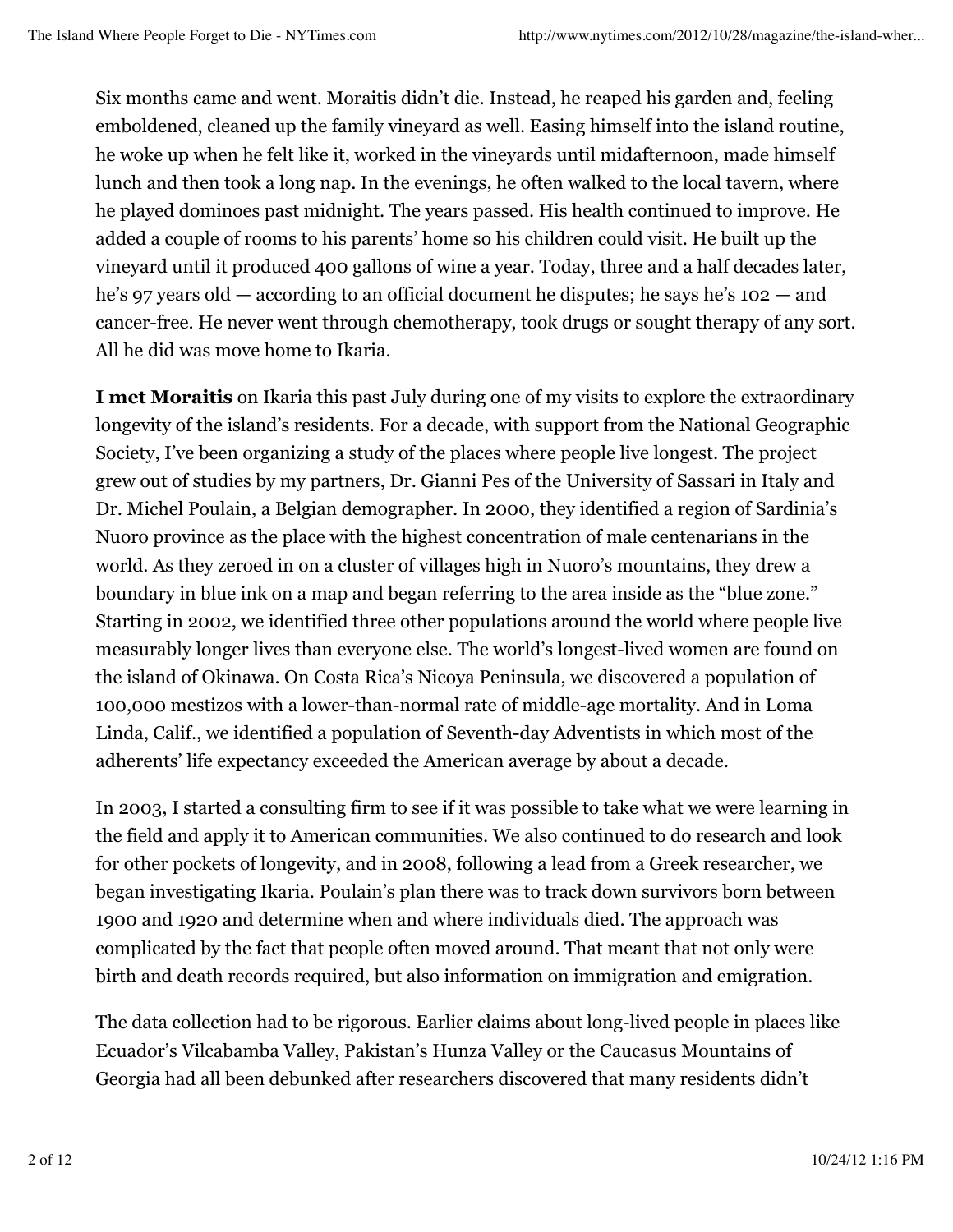Six months came and went. Moraitis didn't die. Instead, he reaped his garden and, feeling emboldened, cleaned up the family vineyard as well. Easing himself into the island routine, he woke up when he felt like it, worked in the vineyards until midafternoon, made himself lunch and then took a long nap. In the evenings, he often walked to the local tavern, where he played dominoes past midnight. The years passed. His health continued to improve. He added a couple of rooms to his parents' home so his children could visit. He built up the vineyard until it produced 400 gallons of wine a year. Today, three and a half decades later, he's 97 years old — according to an official document he disputes; he says he's 102 — and cancer-free. He never went through chemotherapy, took drugs or sought therapy of any sort. All he did was move home to Ikaria.

**I met Moraitis** on Ikaria this past July during one of my visits to explore the extraordinary longevity of the island's residents. For a decade, with support from the National Geographic Society, I've been organizing a study of the places where people live longest. The project grew out of studies by my partners, Dr. Gianni Pes of the University of Sassari in Italy and Dr. Michel Poulain, a Belgian demographer. In 2000, they identified a region of Sardinia's Nuoro province as the place with the highest concentration of male centenarians in the world. As they zeroed in on a cluster of villages high in Nuoro's mountains, they drew a boundary in blue ink on a map and began referring to the area inside as the "blue zone." Starting in 2002, we identified three other populations around the world where people live measurably longer lives than everyone else. The world's longest-lived women are found on the island of Okinawa. On Costa Rica's Nicoya Peninsula, we discovered a population of 100,000 mestizos with a lower-than-normal rate of middle-age mortality. And in Loma Linda, Calif., we identified a population of Seventh-day Adventists in which most of the adherents' life expectancy exceeded the American average by about a decade.

In 2003, I started a consulting firm to see if it was possible to take what we were learning in the field and apply it to American communities. We also continued to do research and look for other pockets of longevity, and in 2008, following a lead from a Greek researcher, we began investigating Ikaria. Poulain's plan there was to track down survivors born between 1900 and 1920 and determine when and where individuals died. The approach was complicated by the fact that people often moved around. That meant that not only were birth and death records required, but also information on immigration and emigration.

The data collection had to be rigorous. Earlier claims about long-lived people in places like Ecuador's Vilcabamba Valley, Pakistan's Hunza Valley or the Caucasus Mountains of Georgia had all been debunked after researchers discovered that many residents didn't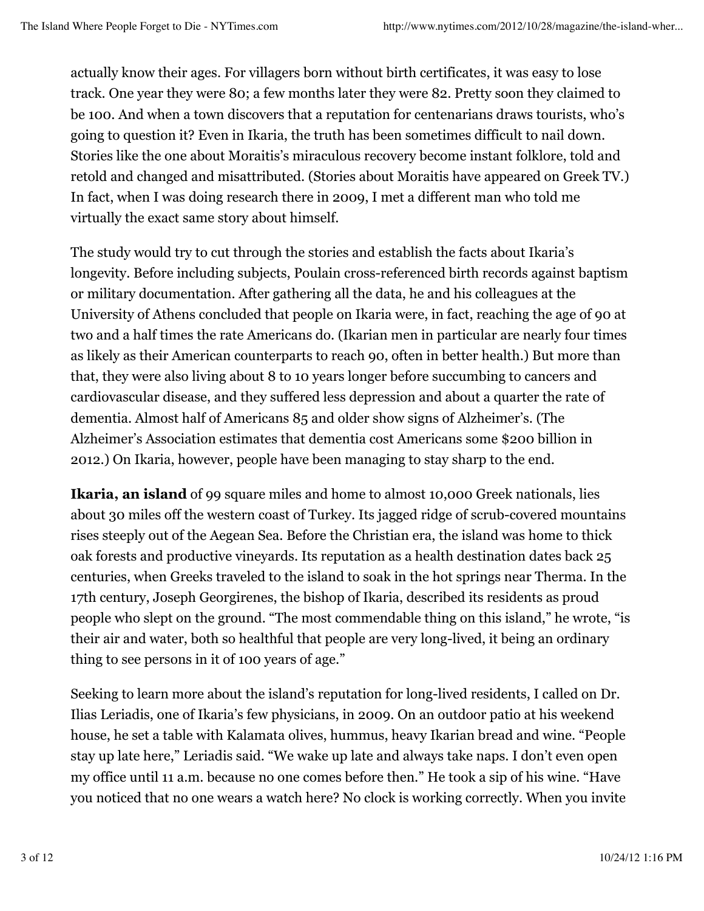actually know their ages. For villagers born without birth certificates, it was easy to lose track. One year they were 80; a few months later they were 82. Pretty soon they claimed to be 100. And when a town discovers that a reputation for centenarians draws tourists, who's going to question it? Even in Ikaria, the truth has been sometimes difficult to nail down. Stories like the one about Moraitis's miraculous recovery become instant folklore, told and retold and changed and misattributed. (Stories about Moraitis have appeared on Greek TV.) In fact, when I was doing research there in 2009, I met a different man who told me virtually the exact same story about himself.

The study would try to cut through the stories and establish the facts about Ikaria's longevity. Before including subjects, Poulain cross-referenced birth records against baptism or military documentation. After gathering all the data, he and his colleagues at the University of Athens concluded that people on Ikaria were, in fact, reaching the age of 90 at two and a half times the rate Americans do. (Ikarian men in particular are nearly four times as likely as their American counterparts to reach 90, often in better health.) But more than that, they were also living about 8 to 10 years longer before succumbing to cancers and cardiovascular disease, and they suffered less depression and about a quarter the rate of dementia. Almost half of Americans 85 and older show signs of Alzheimer's. (The Alzheimer's Association estimates that dementia cost Americans some $200 billion in 2012.) On Ikaria, however, people have been managing to stay sharp to the end.

**Ikaria, an island** of 99 square miles and home to almost 10,000 Greek nationals, lies about 30 miles off the western coast of Turkey. Its jagged ridge of scrub-covered mountains rises steeply out of the Aegean Sea. Before the Christian era, the island was home to thick oak forests and productive vineyards. Its reputation as a health destination dates back 25 centuries, when Greeks traveled to the island to soak in the hot springs near Therma. In the 17th century, Joseph Georgirenes, the bishop of Ikaria, described its residents as proud people who slept on the ground. "The most commendable thing on this island," he wrote, "is their air and water, both so healthful that people are very long-lived, it being an ordinary thing to see persons in it of 100 years of age."

Seeking to learn more about the island's reputation for long-lived residents, I called on Dr. Ilias Leriadis, one of Ikaria's few physicians, in 2009. On an outdoor patio at his weekend house, he set a table with Kalamata olives, hummus, heavy Ikarian bread and wine. "People stay up late here," Leriadis said. "We wake up late and always take naps. I don't even open my office until 11 a.m. because no one comes before then." He took a sip of his wine. "Have you noticed that no one wears a watch here? No clock is working correctly. When you invite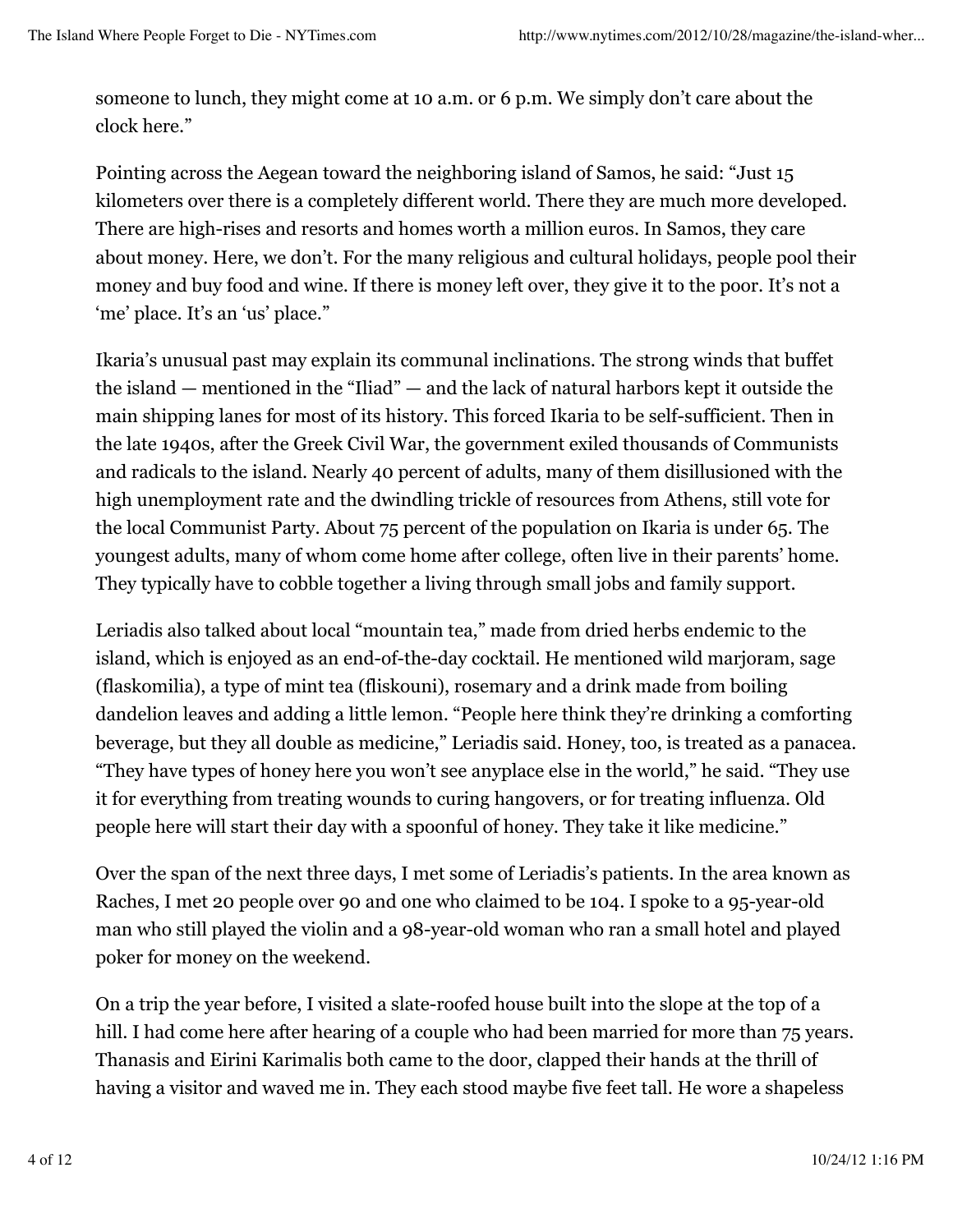someone to lunch, they might come at 10 a.m. or 6 p.m. We simply don't care about the clock here."

Pointing across the Aegean toward the neighboring island of Samos, he said: "Just 15 kilometers over there is a completely different world. There they are much more developed. There are high-rises and resorts and homes worth a million euros. In Samos, they care about money. Here, we don't. For the many religious and cultural holidays, people pool their money and buy food and wine. If there is money left over, they give it to the poor. It's not a 'me' place. It's an 'us' place."

Ikaria's unusual past may explain its communal inclinations. The strong winds that buffet the island — mentioned in the "Iliad" — and the lack of natural harbors kept it outside the main shipping lanes for most of its history. This forced Ikaria to be self-sufficient. Then in the late 1940s, after the Greek Civil War, the government exiled thousands of Communists and radicals to the island. Nearly 40 percent of adults, many of them disillusioned with the high unemployment rate and the dwindling trickle of resources from Athens, still vote for the local Communist Party. About 75 percent of the population on Ikaria is under 65. The youngest adults, many of whom come home after college, often live in their parents' home. They typically have to cobble together a living through small jobs and family support.

Leriadis also talked about local "mountain tea," made from dried herbs endemic to the island, which is enjoyed as an end-of-the-day cocktail. He mentioned wild marjoram, sage (flaskomilia), a type of mint tea (fliskouni), rosemary and a drink made from boiling dandelion leaves and adding a little lemon. "People here think they're drinking a comforting beverage, but they all double as medicine," Leriadis said. Honey, too, is treated as a panacea. "They have types of honey here you won't see anyplace else in the world," he said. "They use it for everything from treating wounds to curing hangovers, or for treating influenza. Old people here will start their day with a spoonful of honey. They take it like medicine."

Over the span of the next three days, I met some of Leriadis's patients. In the area known as Raches, I met 20 people over 90 and one who claimed to be 104. I spoke to a 95-year-old man who still played the violin and a 98-year-old woman who ran a small hotel and played poker for money on the weekend.

On a trip the year before, I visited a slate-roofed house built into the slope at the top of a hill. I had come here after hearing of a couple who had been married for more than 75 years. Thanasis and Eirini Karimalis both came to the door, clapped their hands at the thrill of having a visitor and waved me in. They each stood maybe five feet tall. He wore a shapeless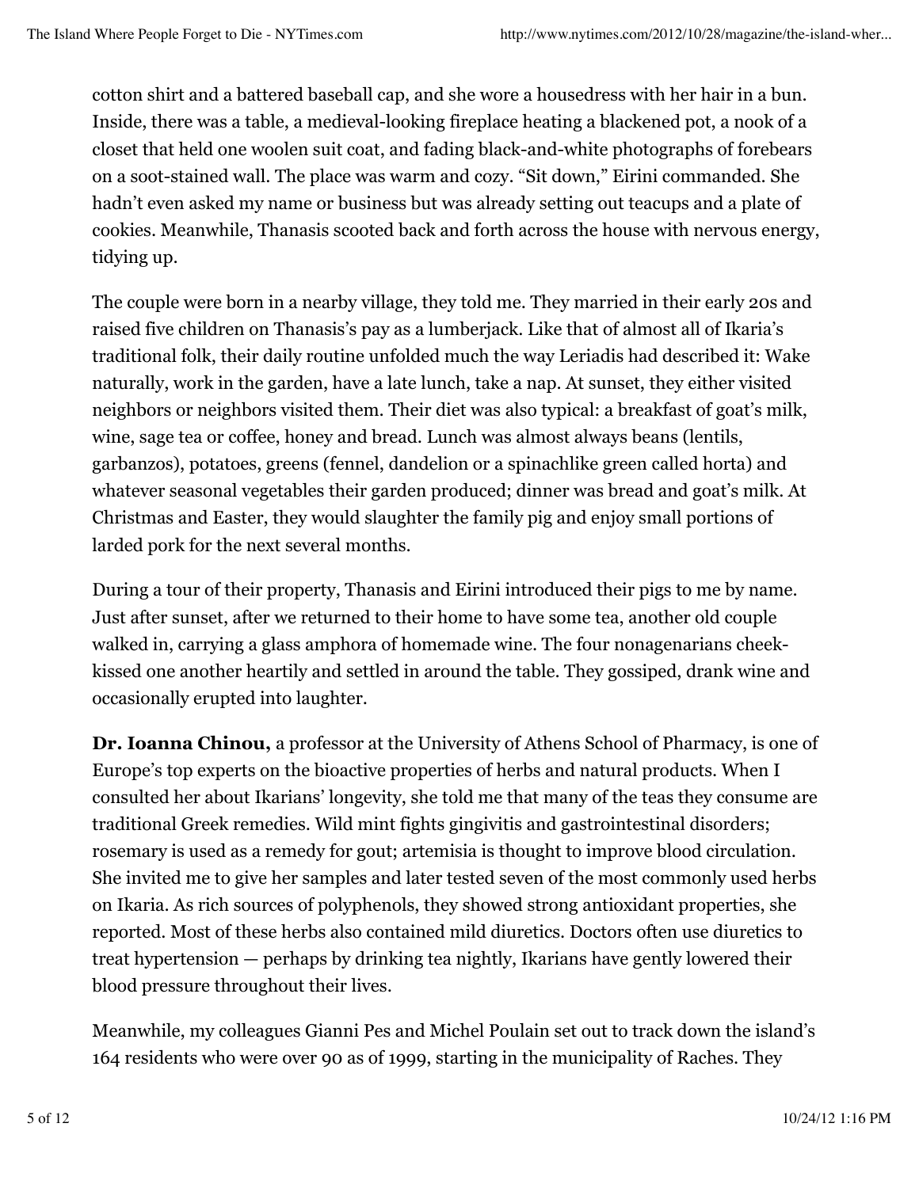cotton shirt and a battered baseball cap, and she wore a housedress with her hair in a bun. Inside, there was a table, a medieval-looking fireplace heating a blackened pot, a nook of a closet that held one woolen suit coat, and fading black-and-white photographs of forebears on a soot-stained wall. The place was warm and cozy. “Sit down,” Eirini commanded. She hadn’t even asked my name or business but was already setting out teacups and a plate of cookies. Meanwhile, Thanasis scooted back and forth across the house with nervous energy, tidying up.

The couple were born in a nearby village, they told me. They married in their early 20s and raised five children on Thanasis’s pay as a lumberjack. Like that of almost all of Ikaria’s traditional folk, their daily routine unfolded much the way Leriadis had described it: Wake naturally, work in the garden, have a late lunch, take a nap. At sunset, they either visited neighbors or neighbors visited them. Their diet was also typical: a breakfast of goat’s milk, wine, sage tea or coffee, honey and bread. Lunch was almost always beans (lentils, garbanzos), potatoes, greens (fennel, dandelion or a spinachlike green called horta) and whatever seasonal vegetables their garden produced; dinner was bread and goat’s milk. At Christmas and Easter, they would slaughter the family pig and enjoy small portions of larded pork for the next several months.

During a tour of their property, Thanasis and Eirini introduced their pigs to me by name. Just after sunset, after we returned to their home to have some tea, another old couple walked in, carrying a glass amphora of homemade wine. The four nonagenarians cheek-kissed one another heartily and settled in around the table. They gossiped, drank wine and occasionally erupted into laughter.

**Dr. Ioanna Chinou,** a professor at the University of Athens School of Pharmacy, is one of Europe’s top experts on the bioactive properties of herbs and natural products. When I consulted her about Ikarians’ longevity, she told me that many of the teas they consume are traditional Greek remedies. Wild mint fights gingivitis and gastrointestinal disorders; rosemary is used as a remedy for gout; artemisia is thought to improve blood circulation. She invited me to give her samples and later tested seven of the most commonly used herbs on Ikaria. As rich sources of polyphenols, they showed strong antioxidant properties, she reported. Most of these herbs also contained mild diuretics. Doctors often use diuretics to treat hypertension — perhaps by drinking tea nightly, Ikarians have gently lowered their blood pressure throughout their lives.

Meanwhile, my colleagues Gianni Pes and Michel Poulain set out to track down the island’s 164 residents who were over 90 as of 1999, starting in the municipality of Raches. They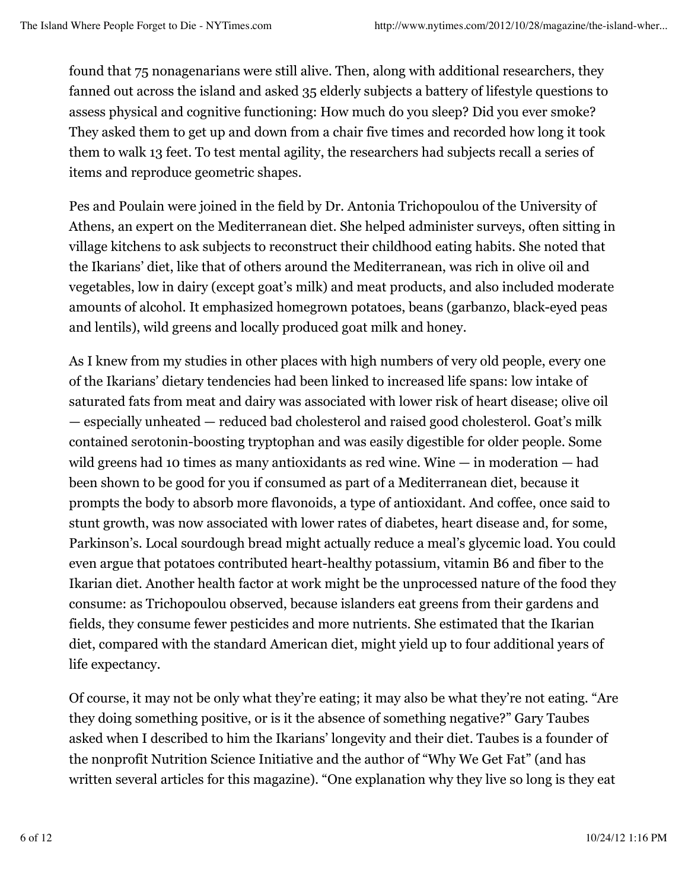found that 75 nonagenarians were still alive. Then, along with additional researchers, they fanned out across the island and asked 35 elderly subjects a battery of lifestyle questions to assess physical and cognitive functioning: How much do you sleep? Did you ever smoke? They asked them to get up and down from a chair five times and recorded how long it took them to walk 13 feet. To test mental agility, the researchers had subjects recall a series of items and reproduce geometric shapes.

Pes and Poulain were joined in the field by Dr. Antonia Trichopoulou of the University of Athens, an expert on the Mediterranean diet. She helped administer surveys, often sitting in village kitchens to ask subjects to reconstruct their childhood eating habits. She noted that the Ikarians' diet, like that of others around the Mediterranean, was rich in olive oil and vegetables, low in dairy (except goat's milk) and meat products, and also included moderate amounts of alcohol. It emphasized homegrown potatoes, beans (garbanzo, black-eyed peas and lentils), wild greens and locally produced goat milk and honey.

As I knew from my studies in other places with high numbers of very old people, every one of the Ikarians' dietary tendencies had been linked to increased life spans: low intake of saturated fats from meat and dairy was associated with lower risk of heart disease; olive oil — especially unheated — reduced bad cholesterol and raised good cholesterol. Goat's milk contained serotonin-boosting tryptophan and was easily digestible for older people. Some wild greens had 10 times as many antioxidants as red wine. Wine — in moderation — had been shown to be good for you if consumed as part of a Mediterranean diet, because it prompts the body to absorb more flavonoids, a type of antioxidant. And coffee, once said to stunt growth, was now associated with lower rates of diabetes, heart disease and, for some, Parkinson's. Local sourdough bread might actually reduce a meal's glycemic load. You could even argue that potatoes contributed heart-healthy potassium, vitamin B6 and fiber to the Ikarian diet. Another health factor at work might be the unprocessed nature of the food they consume: as Trichopoulou observed, because islanders eat greens from their gardens and fields, they consume fewer pesticides and more nutrients. She estimated that the Ikarian diet, compared with the standard American diet, might yield up to four additional years of life expectancy.

Of course, it may not be only what they're eating; it may also be what they're not eating. "Are they doing something positive, or is it the absence of something negative?" Gary Taubes asked when I described to him the Ikarians' longevity and their diet. Taubes is a founder of the nonprofit Nutrition Science Initiative and the author of "Why We Get Fat" (and has written several articles for this magazine). "One explanation why they live so long is they eat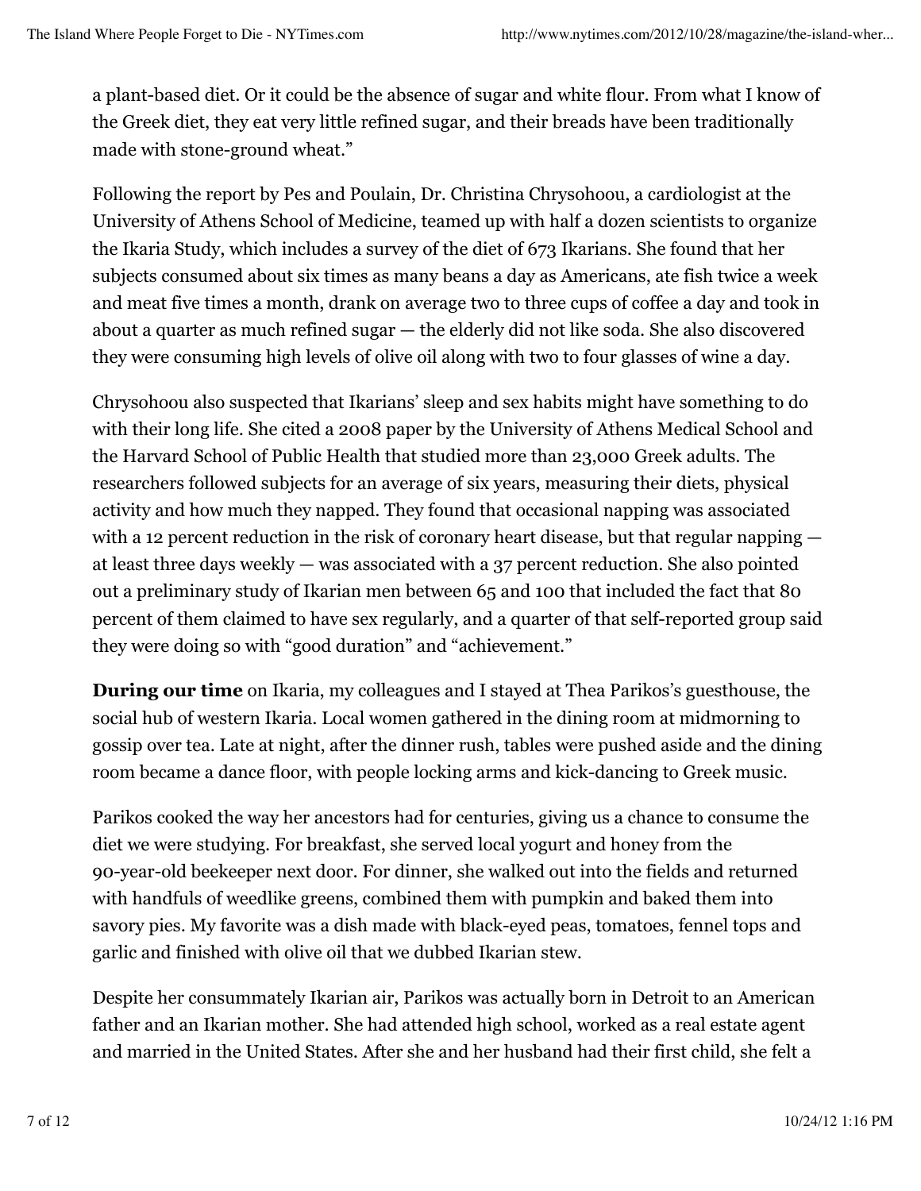a plant-based diet. Or it could be the absence of sugar and white flour. From what I know of the Greek diet, they eat very little refined sugar, and their breads have been traditionally made with stone-ground wheat."

Following the report by Pes and Poulain, Dr. Christina Chrysohoou, a cardiologist at the University of Athens School of Medicine, teamed up with half a dozen scientists to organize the Ikaria Study, which includes a survey of the diet of 673 Ikarians. She found that her subjects consumed about six times as many beans a day as Americans, ate fish twice a week and meat five times a month, drank on average two to three cups of coffee a day and took in about a quarter as much refined sugar — the elderly did not like soda. She also discovered they were consuming high levels of olive oil along with two to four glasses of wine a day.

Chrysohoou also suspected that Ikarians' sleep and sex habits might have something to do with their long life. She cited a 2008 paper by the University of Athens Medical School and the Harvard School of Public Health that studied more than 23,000 Greek adults. The researchers followed subjects for an average of six years, measuring their diets, physical activity and how much they napped. They found that occasional napping was associated with a 12 percent reduction in the risk of coronary heart disease, but that regular napping — at least three days weekly — was associated with a 37 percent reduction. She also pointed out a preliminary study of Ikarian men between 65 and 100 that included the fact that 80 percent of them claimed to have sex regularly, and a quarter of that self-reported group said they were doing so with "good duration" and "achievement."

**During our time** on Ikaria, my colleagues and I stayed at Thea Parikos's guesthouse, the social hub of western Ikaria. Local women gathered in the dining room at midmorning to gossip over tea. Late at night, after the dinner rush, tables were pushed aside and the dining room became a dance floor, with people locking arms and kick-dancing to Greek music.

Parikos cooked the way her ancestors had for centuries, giving us a chance to consume the diet we were studying. For breakfast, she served local yogurt and honey from the 90-year-old beekeeper next door. For dinner, she walked out into the fields and returned with handfuls of weedlike greens, combined them with pumpkin and baked them into savory pies. My favorite was a dish made with black-eyed peas, tomatoes, fennel tops and garlic and finished with olive oil that we dubbed Ikarian stew.

Despite her consummately Ikarian air, Parikos was actually born in Detroit to an American father and an Ikarian mother. She had attended high school, worked as a real estate agent and married in the United States. After she and her husband had their first child, she felt a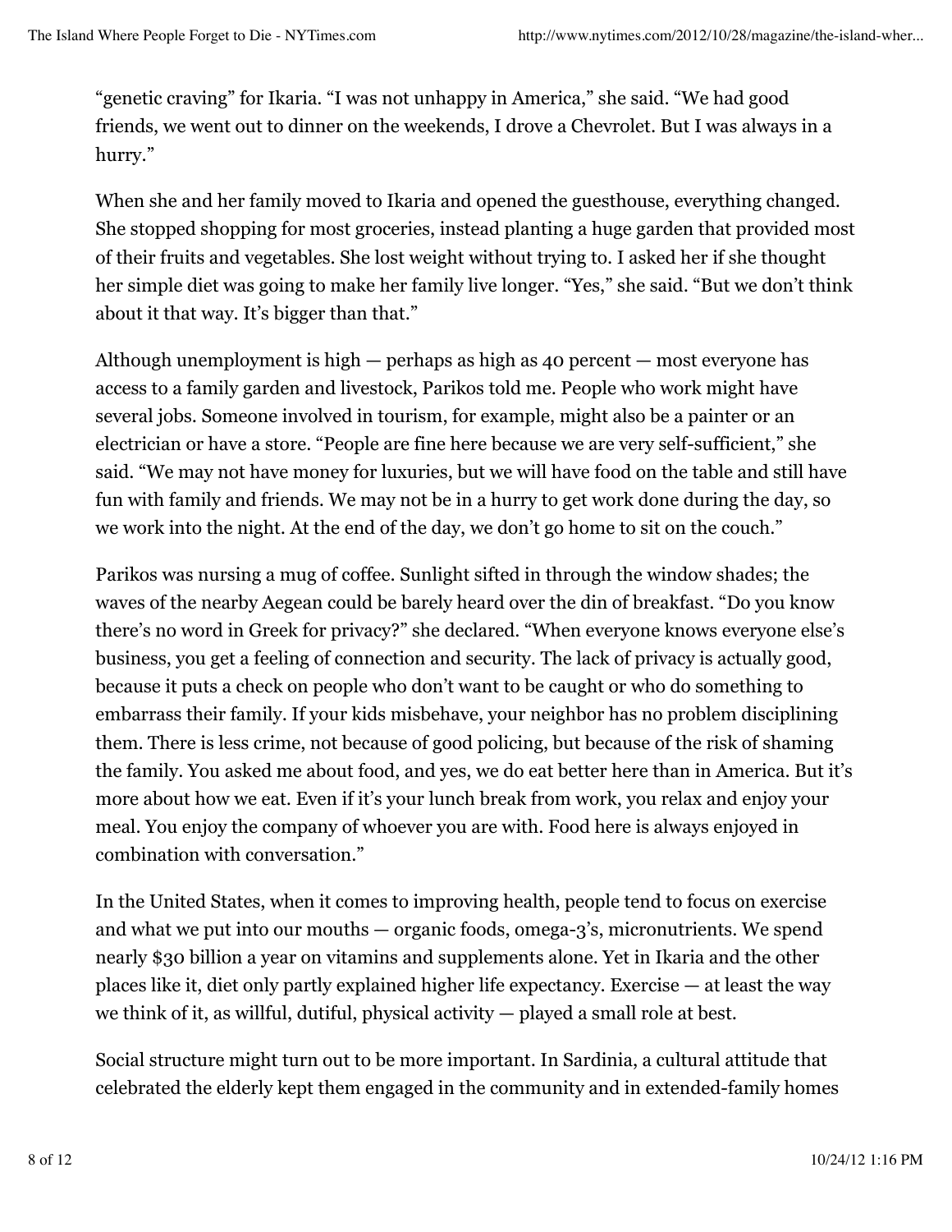“genetic craving” for Ikaria. “I was not unhappy in America,” she said. “We had good friends, we went out to dinner on the weekends, I drove a Chevrolet. But I was always in a hurry.”

When she and her family moved to Ikaria and opened the guesthouse, everything changed. She stopped shopping for most groceries, instead planting a huge garden that provided most of their fruits and vegetables. She lost weight without trying to. I asked her if she thought her simple diet was going to make her family live longer. “Yes,” she said. “But we don’t think about it that way. It’s bigger than that.”

Although unemployment is high — perhaps as high as 40 percent — most everyone has access to a family garden and livestock, Parikos told me. People who work might have several jobs. Someone involved in tourism, for example, might also be a painter or an electrician or have a store. “People are fine here because we are very self-sufficient,” she said. “We may not have money for luxuries, but we will have food on the table and still have fun with family and friends. We may not be in a hurry to get work done during the day, so we work into the night. At the end of the day, we don’t go home to sit on the couch.”

Parikos was nursing a mug of coffee. Sunlight sifted in through the window shades; the waves of the nearby Aegean could be barely heard over the din of breakfast. “Do you know there’s no word in Greek for privacy?” she declared. “When everyone knows everyone else’s business, you get a feeling of connection and security. The lack of privacy is actually good, because it puts a check on people who don’t want to be caught or who do something to embarrass their family. If your kids misbehave, your neighbor has no problem disciplining them. There is less crime, not because of good policing, but because of the risk of shaming the family. You asked me about food, and yes, we do eat better here than in America. But it’s more about how we eat. Even if it’s your lunch break from work, you relax and enjoy your meal. You enjoy the company of whoever you are with. Food here is always enjoyed in combination with conversation.”

In the United States, when it comes to improving health, people tend to focus on exercise and what we put into our mouths — organic foods, omega-3’s, micronutrients. We spend nearly $30 billion a year on vitamins and supplements alone. Yet in Ikaria and the other places like it, diet only partly explained higher life expectancy. Exercise — at least the way we think of it, as willful, dutiful, physical activity — played a small role at best.

Social structure might turn out to be more important. In Sardinia, a cultural attitude that celebrated the elderly kept them engaged in the community and in extended-family homes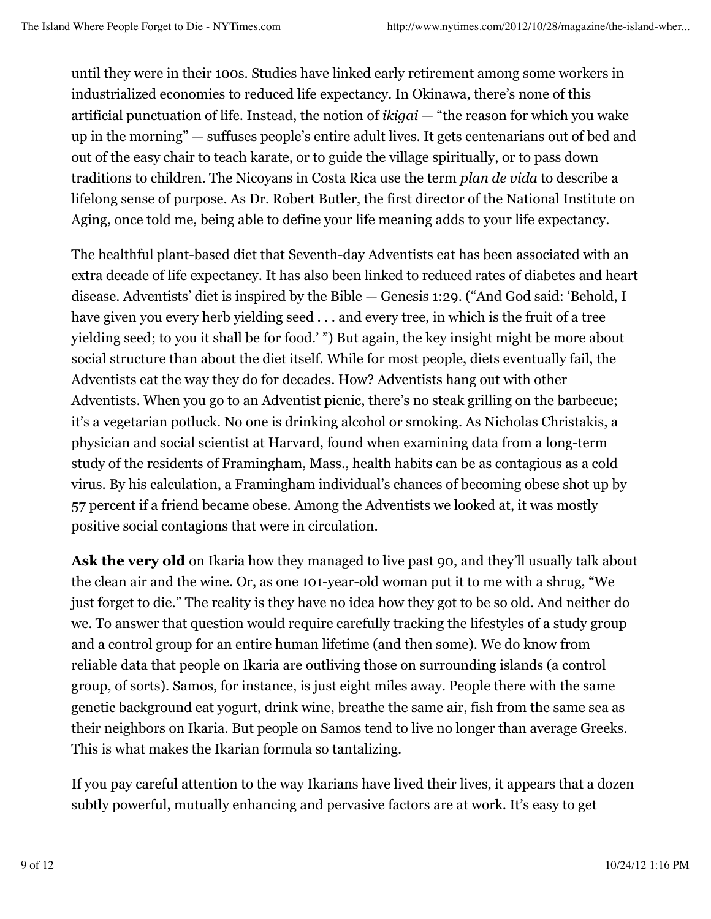until they were in their 100s. Studies have linked early retirement among some workers in industrialized economies to reduced life expectancy. In Okinawa, there's none of this artificial punctuation of life. Instead, the notion of *ikigai* — "the reason for which you wake up in the morning" — suffuses people's entire adult lives. It gets centenarians out of bed and out of the easy chair to teach karate, or to guide the village spiritually, or to pass down traditions to children. The Nicoyans in Costa Rica use the term *plan de vida* to describe a lifelong sense of purpose. As Dr. Robert Butler, the first director of the National Institute on Aging, once told me, being able to define your life meaning adds to your life expectancy.

The healthful plant-based diet that Seventh-day Adventists eat has been associated with an extra decade of life expectancy. It has also been linked to reduced rates of diabetes and heart disease. Adventists' diet is inspired by the Bible — Genesis 1:29. ("And God said: 'Behold, I have given you every herb yielding seed . . . and every tree, in which is the fruit of a tree yielding seed; to you it shall be for food.' ") But again, the key insight might be more about social structure than about the diet itself. While for most people, diets eventually fail, the Adventists eat the way they do for decades. How? Adventists hang out with other Adventists. When you go to an Adventist picnic, there's no steak grilling on the barbecue; it's a vegetarian potluck. No one is drinking alcohol or smoking. As Nicholas Christakis, a physician and social scientist at Harvard, found when examining data from a long-term study of the residents of Framingham, Mass., health habits can be as contagious as a cold virus. By his calculation, a Framingham individual's chances of becoming obese shot up by 57 percent if a friend became obese. Among the Adventists we looked at, it was mostly positive social contagions that were in circulation.

**Ask the very old** on Ikaria how they managed to live past 90, and they'll usually talk about the clean air and the wine. Or, as one 101-year-old woman put it to me with a shrug, "We just forget to die." The reality is they have no idea how they got to be so old. And neither do we. To answer that question would require carefully tracking the lifestyles of a study group and a control group for an entire human lifetime (and then some). We do know from reliable data that people on Ikaria are outliving those on surrounding islands (a control group, of sorts). Samos, for instance, is just eight miles away. People there with the same genetic background eat yogurt, drink wine, breathe the same air, fish from the same sea as their neighbors on Ikaria. But people on Samos tend to live no longer than average Greeks. This is what makes the Ikarian formula so tantalizing.

If you pay careful attention to the way Ikarians have lived their lives, it appears that a dozen subtly powerful, mutually enhancing and pervasive factors are at work. It's easy to get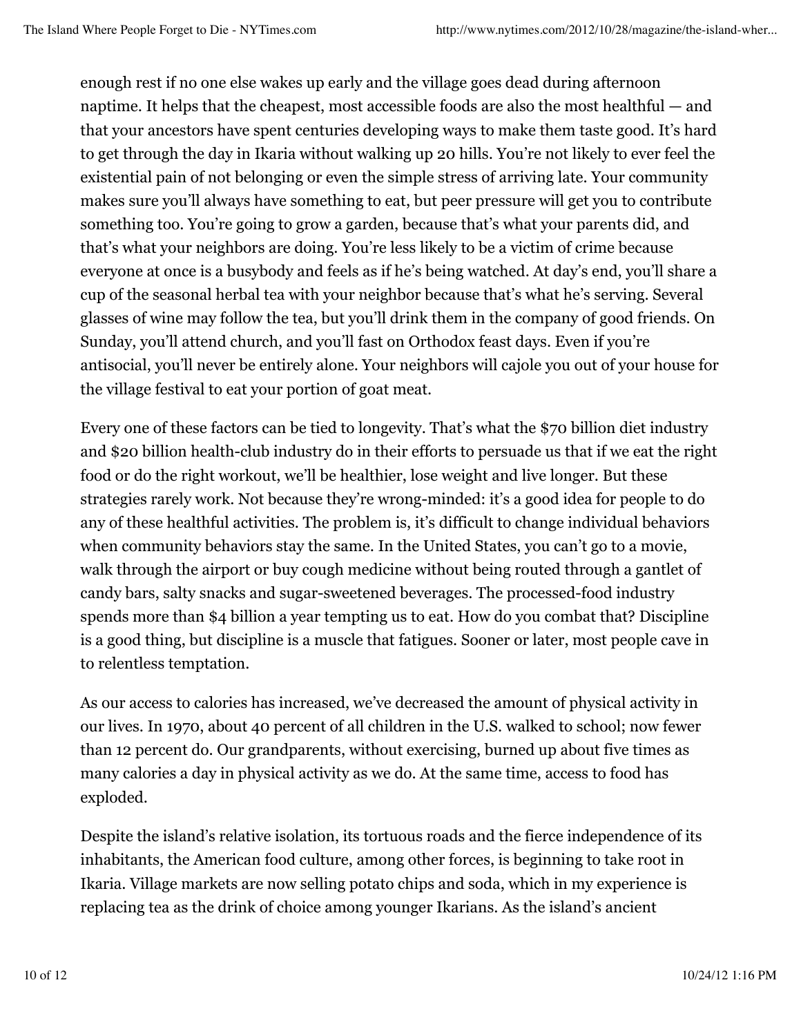enough rest if no one else wakes up early and the village goes dead during afternoon naptime. It helps that the cheapest, most accessible foods are also the most healthful — and that your ancestors have spent centuries developing ways to make them taste good. It's hard to get through the day in Ikaria without walking up 20 hills. You're not likely to ever feel the existential pain of not belonging or even the simple stress of arriving late. Your community makes sure you'll always have something to eat, but peer pressure will get you to contribute something too. You're going to grow a garden, because that's what your parents did, and that's what your neighbors are doing. You're less likely to be a victim of crime because everyone at once is a busybody and feels as if he's being watched. At day's end, you'll share a cup of the seasonal herbal tea with your neighbor because that's what he's serving. Several glasses of wine may follow the tea, but you'll drink them in the company of good friends. On Sunday, you'll attend church, and you'll fast on Orthodox feast days. Even if you're antisocial, you'll never be entirely alone. Your neighbors will cajole you out of your house for the village festival to eat your portion of goat meat.

Every one of these factors can be tied to longevity. That's what the $70 billion diet industry and $20 billion health-club industry do in their efforts to persuade us that if we eat the right food or do the right workout, we'll be healthier, lose weight and live longer. But these strategies rarely work. Not because they're wrong-minded: it's a good idea for people to do any of these healthful activities. The problem is, it's difficult to change individual behaviors when community behaviors stay the same. In the United States, you can't go to a movie, walk through the airport or buy cough medicine without being routed through a gantlet of candy bars, salty snacks and sugar-sweetened beverages. The processed-food industry spends more than $4 billion a year tempting us to eat. How do you combat that? Discipline is a good thing, but discipline is a muscle that fatigues. Sooner or later, most people cave in to relentless temptation.

As our access to calories has increased, we've decreased the amount of physical activity in our lives. In 1970, about 40 percent of all children in the U.S. walked to school; now fewer than 12 percent do. Our grandparents, without exercising, burned up about five times as many calories a day in physical activity as we do. At the same time, access to food has exploded.

Despite the island's relative isolation, its tortuous roads and the fierce independence of its inhabitants, the American food culture, among other forces, is beginning to take root in Ikaria. Village markets are now selling potato chips and soda, which in my experience is replacing tea as the drink of choice among younger Ikarians. As the island's ancient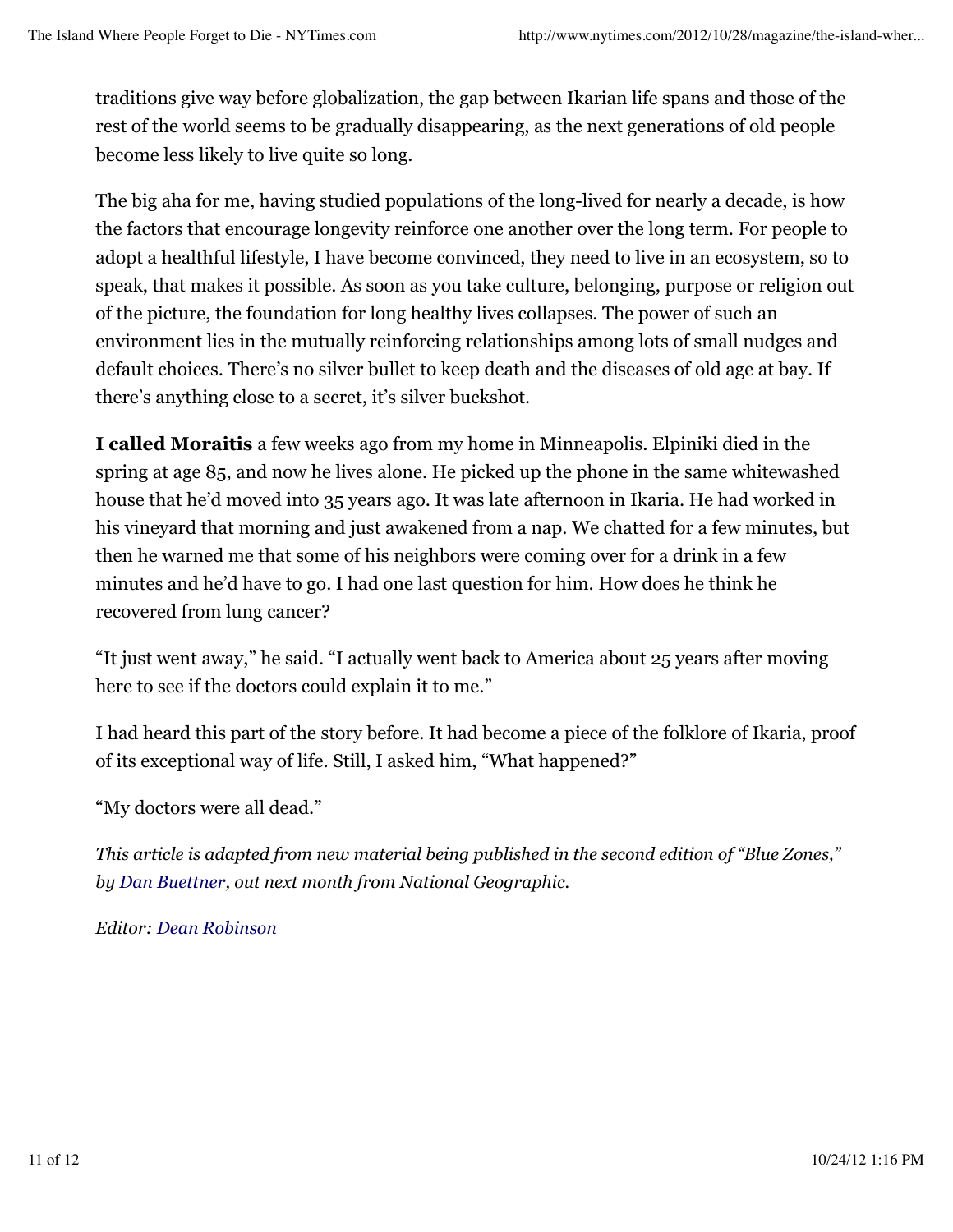traditions give way before globalization, the gap between Ikarian life spans and those of the rest of the world seems to be gradually disappearing, as the next generations of old people become less likely to live quite so long.

The big aha for me, having studied populations of the long-lived for nearly a decade, is how the factors that encourage longevity reinforce one another over the long term. For people to adopt a healthful lifestyle, I have become convinced, they need to live in an ecosystem, so to speak, that makes it possible. As soon as you take culture, belonging, purpose or religion out of the picture, the foundation for long healthy lives collapses. The power of such an environment lies in the mutually reinforcing relationships among lots of small nudges and default choices. There's no silver bullet to keep death and the diseases of old age at bay. If there's anything close to a secret, it's silver buckshot.

**I called Moraitis** a few weeks ago from my home in Minneapolis. Elpiniki died in the spring at age 85, and now he lives alone. He picked up the phone in the same whitewashed house that he'd moved into 35 years ago. It was late afternoon in Ikaria. He had worked in his vineyard that morning and just awakened from a nap. We chatted for a few minutes, but then he warned me that some of his neighbors were coming over for a drink in a few minutes and he'd have to go. I had one last question for him. How does he think he recovered from lung cancer?

"It just went away," he said. "I actually went back to America about 25 years after moving here to see if the doctors could explain it to me."

I had heard this part of the story before. It had become a piece of the folklore of Ikaria, proof of its exceptional way of life. Still, I asked him, "What happened?"

"My doctors were all dead."

*This article is adapted from new material being published in the second edition of "Blue Zones," by Dan Buettner, out next month from National Geographic.*

*Editor: Dean Robinson*